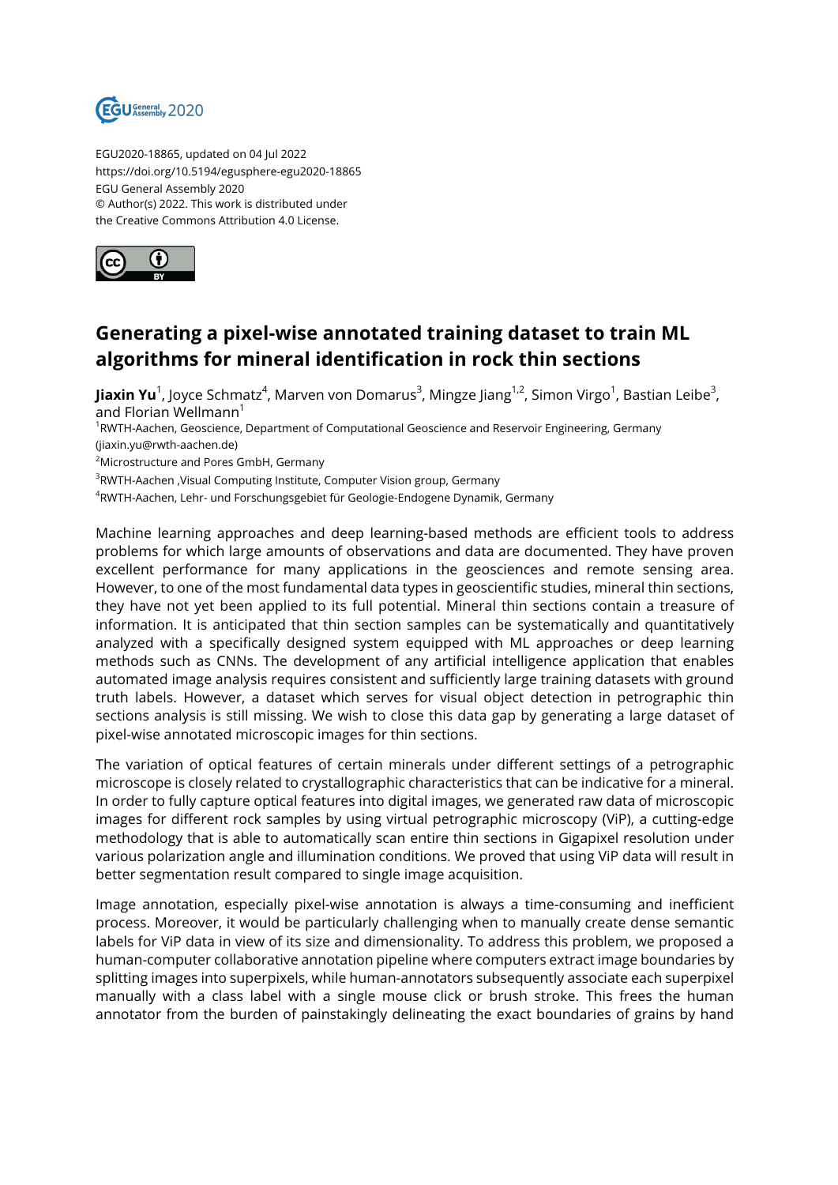EGU2020-18865, updated on 04 Jul 2022
https://doi.org/10.5194/egusphere-egu2020-18865
EGU General Assembly 2020
© Author(s) 2022. This work is distributed under
the Creative Commons Attribution 4.0 License.

# Generating a pixel-wise annotated training dataset to train ML algorithms for mineral identification in rock thin sections

**Jiaxin Yu**[1], Joyce Schmatz[4], Marven von Domarus[3], Mingze Jiang[1,2], Simon Virgo[1], Bastian Leibe[3], and Florian Wellmann[1]

[1]RWTH-Aachen, Geoscience, Department of Computational Geoscience and Reservoir Engineering, Germany (jiaxin.yu@rwth-aachen.de)
[2]Microstructure and Pores GmbH, Germany
[3]RWTH-Aachen ,Visual Computing Institute, Computer Vision group, Germany
[4]RWTH-Aachen, Lehr- und Forschungsgebiet für Geologie-Endogene Dynamik, Germany

Machine learning approaches and deep learning-based methods are efficient tools to address problems for which large amounts of observations and data are documented. They have proven excellent performance for many applications in the geosciences and remote sensing area. However, to one of the most fundamental data types in geoscientific studies, mineral thin sections, they have not yet been applied to its full potential. Mineral thin sections contain a treasure of information. It is anticipated that thin section samples can be systematically and quantitatively analyzed with a specifically designed system equipped with ML approaches or deep learning methods such as CNNs. The development of any artificial intelligence application that enables automated image analysis requires consistent and sufficiently large training datasets with ground truth labels. However, a dataset which serves for visual object detection in petrographic thin sections analysis is still missing. We wish to close this data gap by generating a large dataset of pixel-wise annotated microscopic images for thin sections.

The variation of optical features of certain minerals under different settings of a petrographic microscope is closely related to crystallographic characteristics that can be indicative for a mineral. In order to fully capture optical features into digital images, we generated raw data of microscopic images for different rock samples by using virtual petrographic microscopy (ViP), a cutting-edge methodology that is able to automatically scan entire thin sections in Gigapixel resolution under various polarization angle and illumination conditions. We proved that using ViP data will result in better segmentation result compared to single image acquisition.

Image annotation, especially pixel-wise annotation is always a time-consuming and inefficient process. Moreover, it would be particularly challenging when to manually create dense semantic labels for ViP data in view of its size and dimensionality. To address this problem, we proposed a human-computer collaborative annotation pipeline where computers extract image boundaries by splitting images into superpixels, while human-annotators subsequently associate each superpixel manually with a class label with a single mouse click or brush stroke. This frees the human annotator from the burden of painstakingly delineating the exact boundaries of grains by hand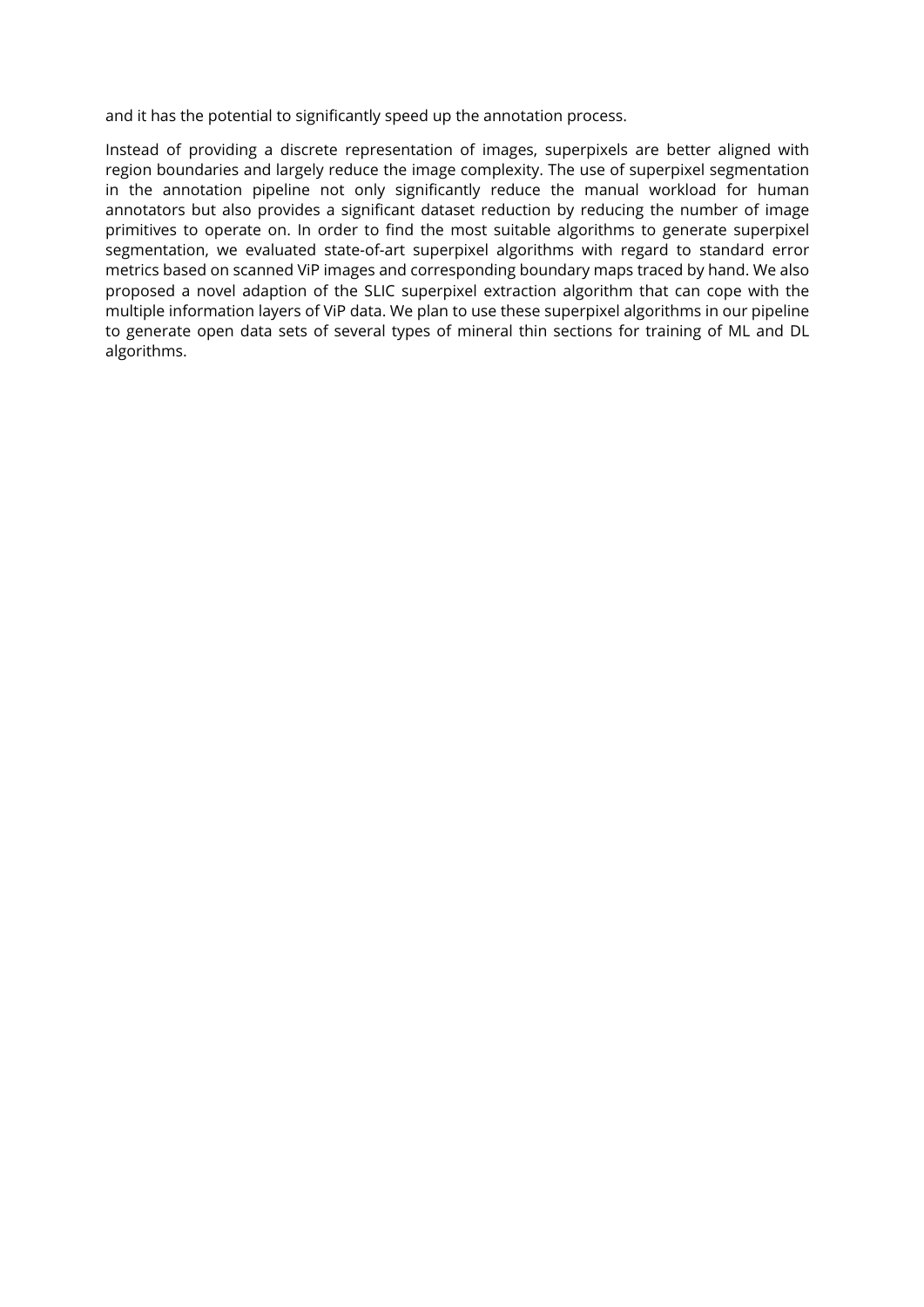and it has the potential to significantly speed up the annotation process.

Instead of providing a discrete representation of images, superpixels are better aligned with region boundaries and largely reduce the image complexity. The use of superpixel segmentation in the annotation pipeline not only significantly reduce the manual workload for human annotators but also provides a significant dataset reduction by reducing the number of image primitives to operate on. In order to find the most suitable algorithms to generate superpixel segmentation, we evaluated state-of-art superpixel algorithms with regard to standard error metrics based on scanned ViP images and corresponding boundary maps traced by hand. We also proposed a novel adaption of the SLIC superpixel extraction algorithm that can cope with the multiple information layers of ViP data. We plan to use these superpixel algorithms in our pipeline to generate open data sets of several types of mineral thin sections for training of ML and DL algorithms.